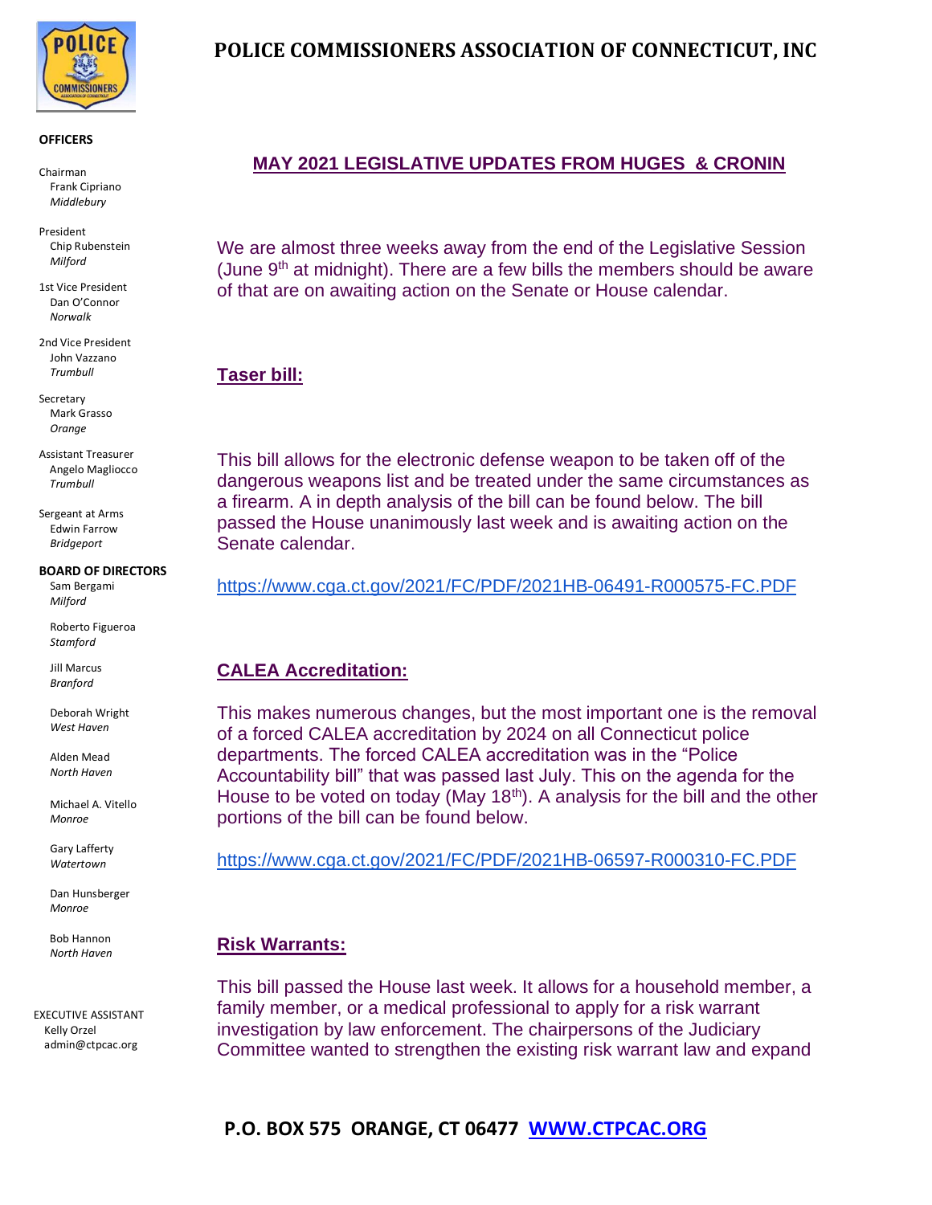# POLICE COMMISSIONERS ASSOCIATION OF CONNECTICUT, INC

**OFFICERS**

Chairman
Frank Cipriano
*Middlebury*

President
Chip Rubenstein
*Milford*

1st Vice President
Dan O'Connor
*Norwalk*

2nd Vice President
John Vazzano
*Trumbull*

Secretary
Mark Grasso
*Orange*

Assistant Treasurer
Angelo Magliocco
*Trumbull*

Sergeant at Arms
Edwin Farrow
*Bridgeport*

**BOARD OF DIRECTORS**

Sam Bergami
*Milford*

Roberto Figueroa
*Stamford*

Jill Marcus
*Branford*

Deborah Wright
*West Haven*

Alden Mead
*North Haven*

Michael A. Vitello
*Monroe*

Gary Lafferty
*Watertown*

Dan Hunsberger
*Monroe*

Bob Hannon
*North Haven*

EXECUTIVE ASSISTANT
Kelly Orzel
admin@ctpcac.org

## MAY 2021 LEGISLATIVE UPDATES FROM HUGES & CRONIN

We are almost three weeks away from the end of the Legislative Session (June 9th at midnight). There are a few bills the members should be aware of that are on awaiting action on the Senate or House calendar.

### Taser bill:

This bill allows for the electronic defense weapon to be taken off of the dangerous weapons list and be treated under the same circumstances as a firearm. A in depth analysis of the bill can be found below. The bill passed the House unanimously last week and is awaiting action on the Senate calendar.

https://www.cga.ct.gov/2021/FC/PDF/2021HB-06491-R000575-FC.PDF

### CALEA Accreditation:

This makes numerous changes, but the most important one is the removal of a forced CALEA accreditation by 2024 on all Connecticut police departments. The forced CALEA accreditation was in the "Police Accountability bill" that was passed last July. This on the agenda for the House to be voted on today (May 18th). A analysis for the bill and the other portions of the bill can be found below.

https://www.cga.ct.gov/2021/FC/PDF/2021HB-06597-R000310-FC.PDF

### Risk Warrants:

This bill passed the House last week. It allows for a household member, a family member, or a medical professional to apply for a risk warrant investigation by law enforcement. The chairpersons of the Judiciary Committee wanted to strengthen the existing risk warrant law and expand

P.O. BOX 575 ORANGE, CT 06477 WWW.CTPCAC.ORG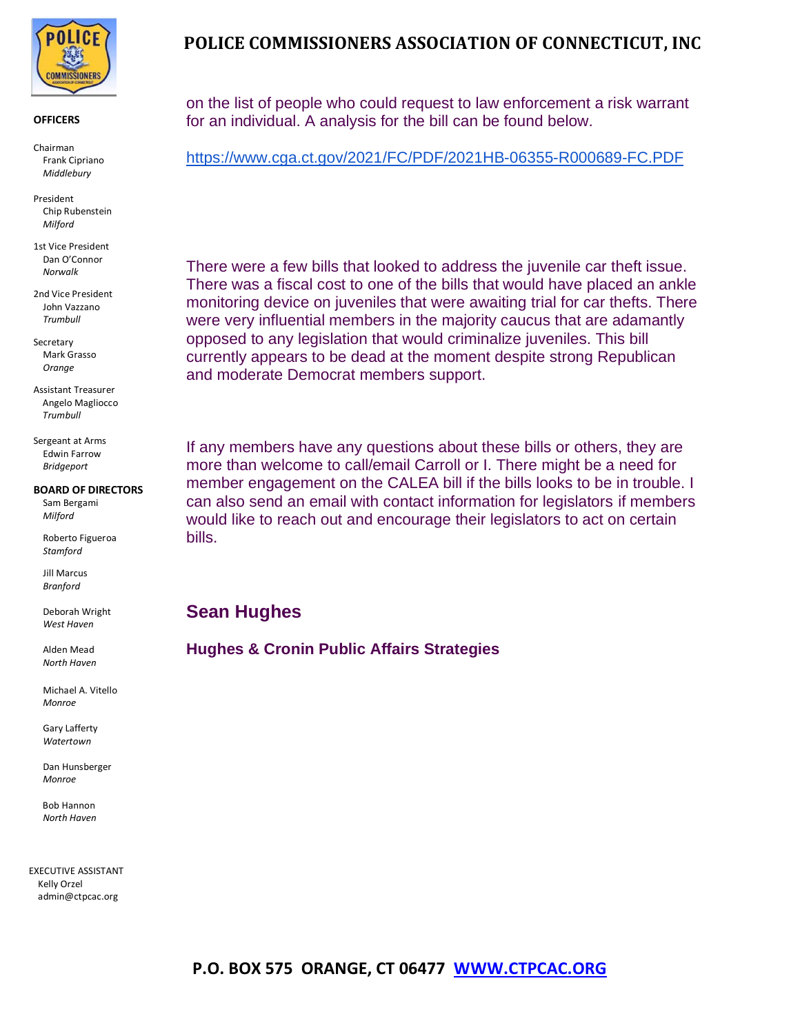on the list of people who could request to law enforcement a risk warrant for an individual. A analysis for the bill can be found below.

https://www.cga.ct.gov/2021/FC/PDF/2021HB-06355-R000689-FC.PDF

There were a few bills that looked to address the juvenile car theft issue. There was a fiscal cost to one of the bills that would have placed an ankle monitoring device on juveniles that were awaiting trial for car thefts. There were very influential members in the majority caucus that are adamantly opposed to any legislation that would criminalize juveniles. This bill currently appears to be dead at the moment despite strong Republican and moderate Democrat members support.

If any members have any questions about these bills or others, they are more than welcome to call/email Carroll or I. There might be a need for member engagement on the CALEA bill if the bills looks to be in trouble. I can also send an email with contact information for legislators if members would like to reach out and encourage their legislators to act on certain bills.

## Sean Hughes

### Hughes & Cronin Public Affairs Strategies